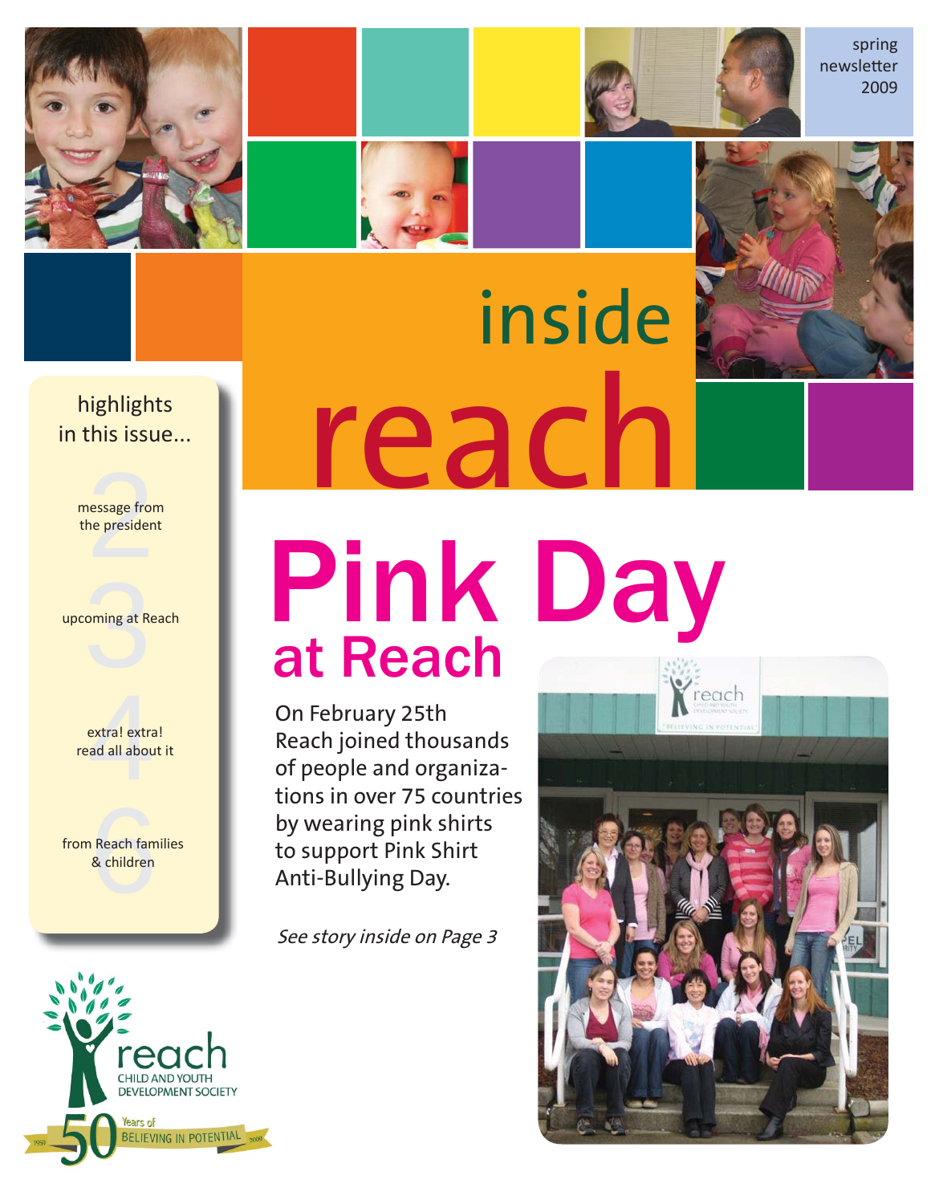spring newsletter 2009

# inside reach

## highlights in this issue...

- 2 message from the president
- 3 upcoming at Reach
- 4 extra! extra! read all about it
- 6 from Reach families & children

# Pink Day

## at Reach

On February 25th Reach joined thousands of people and organizations in over 75 countries by wearing pink shirts to support Pink Shirt Anti-Bullying Day.

*See story inside on Page 3*

reach
CHILD AND YOUTH DEVELOPMENT SOCIETY

1959 50 Years of BELIEVING IN POTENTIAL 2009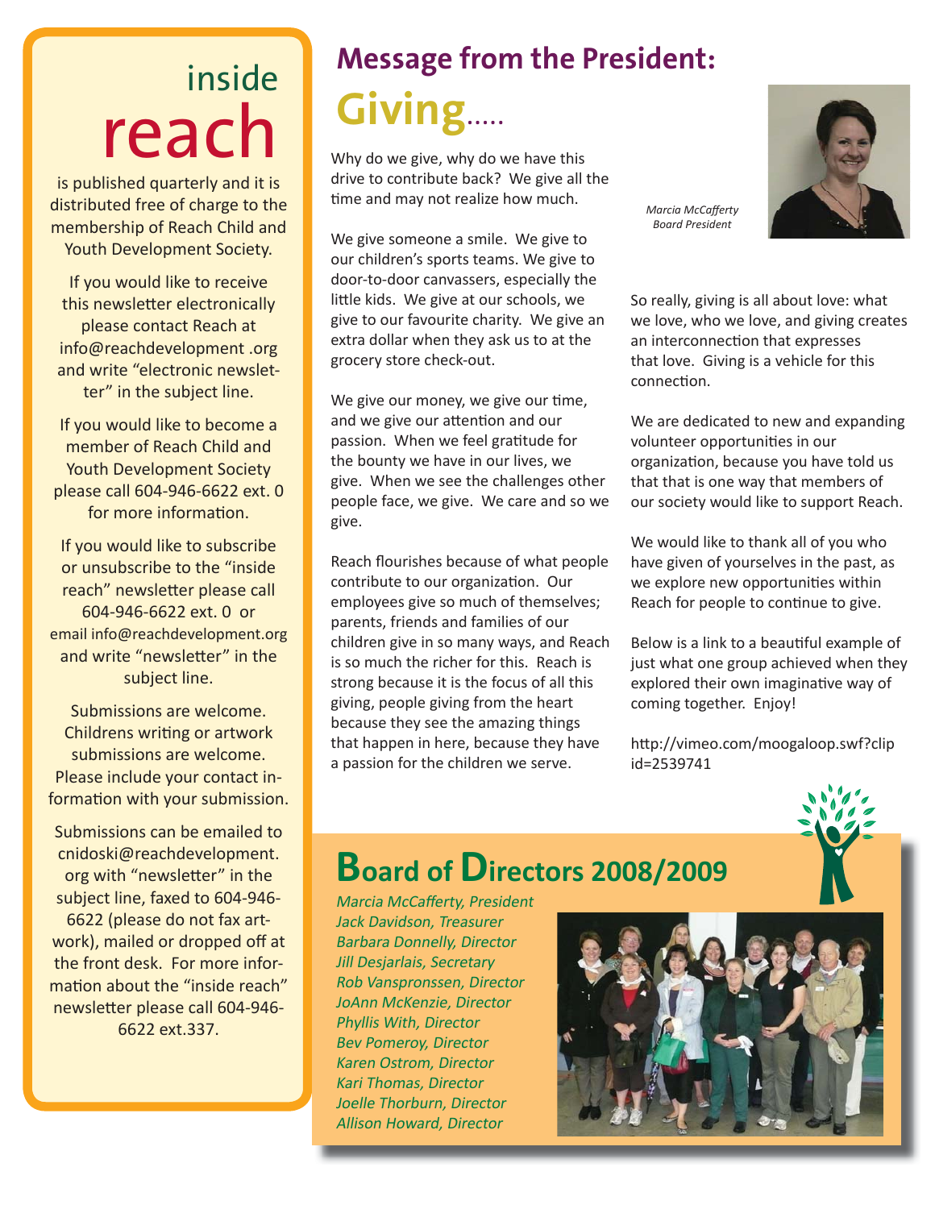# inside reach

is published quarterly and it is distributed free of charge to the membership of Reach Child and Youth Development Society.

If you would like to receive this newsletter electronically please contact Reach at info@reachdevelopment .org and write “electronic newsletter” in the subject line.

If you would like to become a member of Reach Child and Youth Development Society please call 604-946-6622 ext. 0 for more information.

If you would like to subscribe or unsubscribe to the “inside reach” newsletter please call 604-946-6622 ext. 0 or email info@reachdevelopment.org and write “newsletter” in the subject line.

Submissions are welcome. Childrens writing or artwork submissions are welcome. Please include your contact information with your submission.

Submissions can be emailed to cnidoski@reachdevelopment.org with “newsletter” in the subject line, faxed to 604-946-6622 (please do not fax artwork), mailed or dropped off at the front desk. For more information about the “inside reach” newsletter please call 604-946-6622 ext.337.

## Message from the President:

# Giving.....

*Marcia McCafferty*
*Board President*

Why do we give, why do we have this drive to contribute back? We give all the time and may not realize how much.

We give someone a smile. We give to our children’s sports teams. We give to door-to-door canvassers, especially the little kids. We give at our schools, we give to our favourite charity. We give an extra dollar when they ask us to at the grocery store check-out.

We give our money, we give our time, and we give our attention and our passion. When we feel gratitude for the bounty we have in our lives, we give. When we see the challenges other people face, we give. We care and so we give.

Reach flourishes because of what people contribute to our organization. Our employees give so much of themselves; parents, friends and families of our children give in so many ways, and Reach is so much the richer for this. Reach is strong because it is the focus of all this giving, people giving from the heart because they see the amazing things that happen in here, because they have a passion for the children we serve.

So really, giving is all about love: what we love, who we love, and giving creates an interconnection that expresses that love. Giving is a vehicle for this connection.

We are dedicated to new and expanding volunteer opportunities in our organization, because you have told us that that is one way that members of our society would like to support Reach.

We would like to thank all of you who have given of yourselves in the past, as we explore new opportunities within Reach for people to continue to give.

Below is a link to a beautiful example of just what one group achieved when they explored their own imaginative way of coming together. Enjoy!

http://vimeo.com/moogaloop.swf?clip id=2539741

## Board of Directors 2008/2009

*Marcia McCafferty, President*
*Jack Davidson, Treasurer*
*Barbara Donnelly, Director*
*Jill Desjarlais, Secretary*
*Rob Vanspronssen, Director*
*JoAnn McKenzie, Director*
*Phyllis With, Director*
*Bev Pomeroy, Director*
*Karen Ostrom, Director*
*Kari Thomas, Director*
*Joelle Thorburn, Director*
*Allison Howard, Director*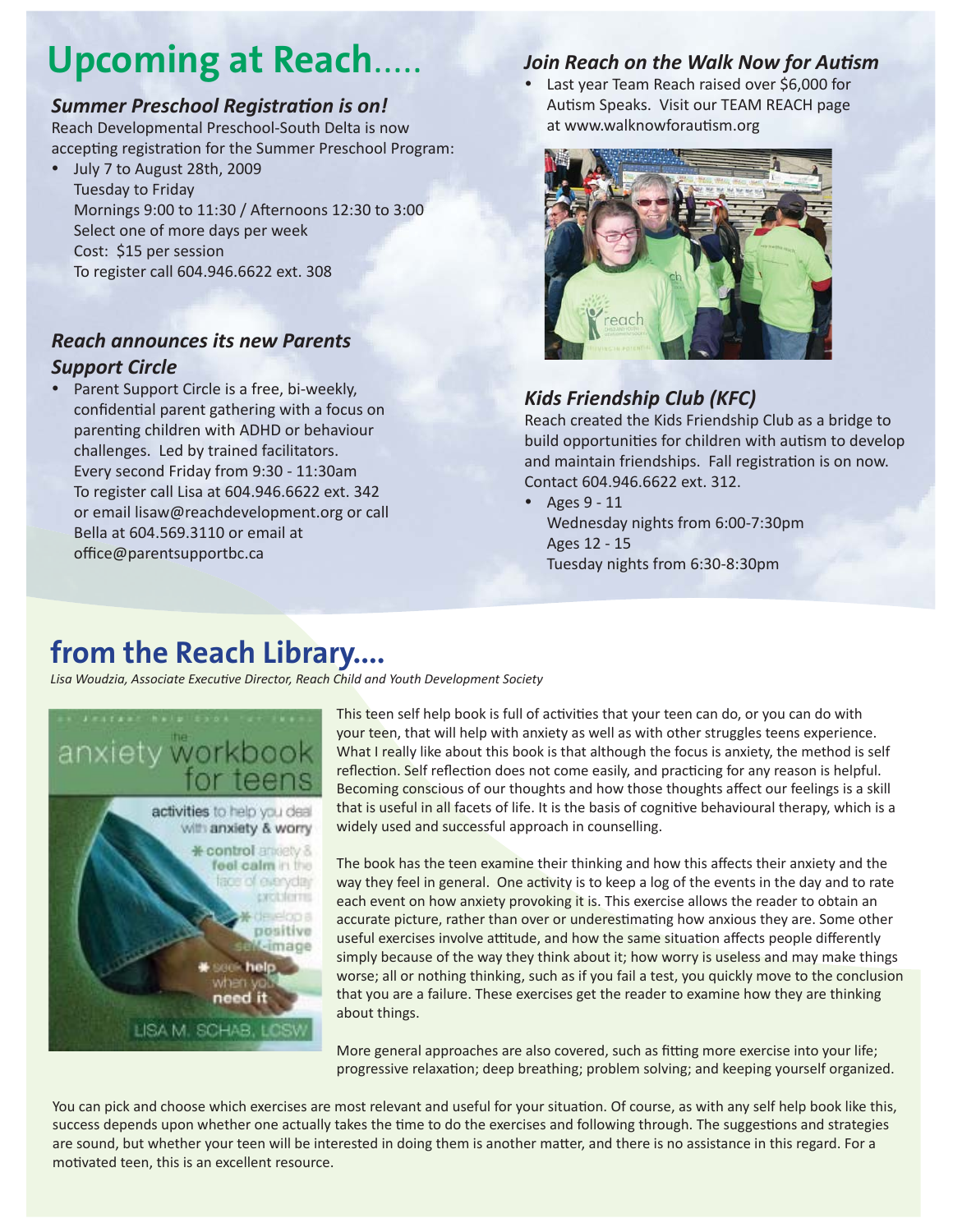# Upcoming at Reach.....

### *Summer Preschool Registration is on!*

Reach Developmental Preschool-South Delta is now accepting registration for the Summer Preschool Program:

- July 7 to August 28th, 2009
  Tuesday to Friday
  Mornings 9:00 to 11:30 / Afternoons 12:30 to 3:00
  Select one of more days per week
  Cost: $15 per session
  To register call 604.946.6622 ext. 308

### *Reach announces its new Parents Support Circle*

- Parent Support Circle is a free, bi-weekly, confidential parent gathering with a focus on parenting children with ADHD or behaviour challenges. Led by trained facilitators.
  Every second Friday from 9:30 - 11:30am
  To register call Lisa at 604.946.6622 ext. 342 or email lisaw@reachdevelopment.org or call Bella at 604.569.3110 or email at office@parentsupportbc.ca

### *Join Reach on the Walk Now for Autism*

- Last year Team Reach raised over $6,000 for Autism Speaks. Visit our TEAM REACH page at www.walknowforautism.org

### *Kids Friendship Club (KFC)*

Reach created the Kids Friendship Club as a bridge to build opportunities for children with autism to develop and maintain friendships. Fall registration is on now. Contact 604.946.6622 ext. 312.

- Ages 9 - 11
  Wednesday nights from 6:00-7:30pm
  Ages 12 - 15
  Tuesday nights from 6:30-8:30pm

# from the Reach Library....

*Lisa Woudzia, Associate Executive Director, Reach Child and Youth Development Society*

This teen self help book is full of activities that your teen can do, or you can do with your teen, that will help with anxiety as well as with other struggles teens experience. What I really like about this book is that although the focus is anxiety, the method is self reflection. Self reflection does not come easily, and practicing for any reason is helpful. Becoming conscious of our thoughts and how those thoughts affect our feelings is a skill that is useful in all facets of life. It is the basis of cognitive behavioural therapy, which is a widely used and successful approach in counselling.

The book has the teen examine their thinking and how this affects their anxiety and the way they feel in general. One activity is to keep a log of the events in the day and to rate each event on how anxiety provoking it is. This exercise allows the reader to obtain an accurate picture, rather than over or underestimating how anxious they are. Some other useful exercises involve attitude, and how the same situation affects people differently simply because of the way they think about it; how worry is useless and may make things worse; all or nothing thinking, such as if you fail a test, you quickly move to the conclusion that you are a failure. These exercises get the reader to examine how they are thinking about things.

More general approaches are also covered, such as fitting more exercise into your life; progressive relaxation; deep breathing; problem solving; and keeping yourself organized.

You can pick and choose which exercises are most relevant and useful for your situation. Of course, as with any self help book like this, success depends upon whether one actually takes the time to do the exercises and following through. The suggestions and strategies are sound, but whether your teen will be interested in doing them is another matter, and there is no assistance in this regard. For a motivated teen, this is an excellent resource.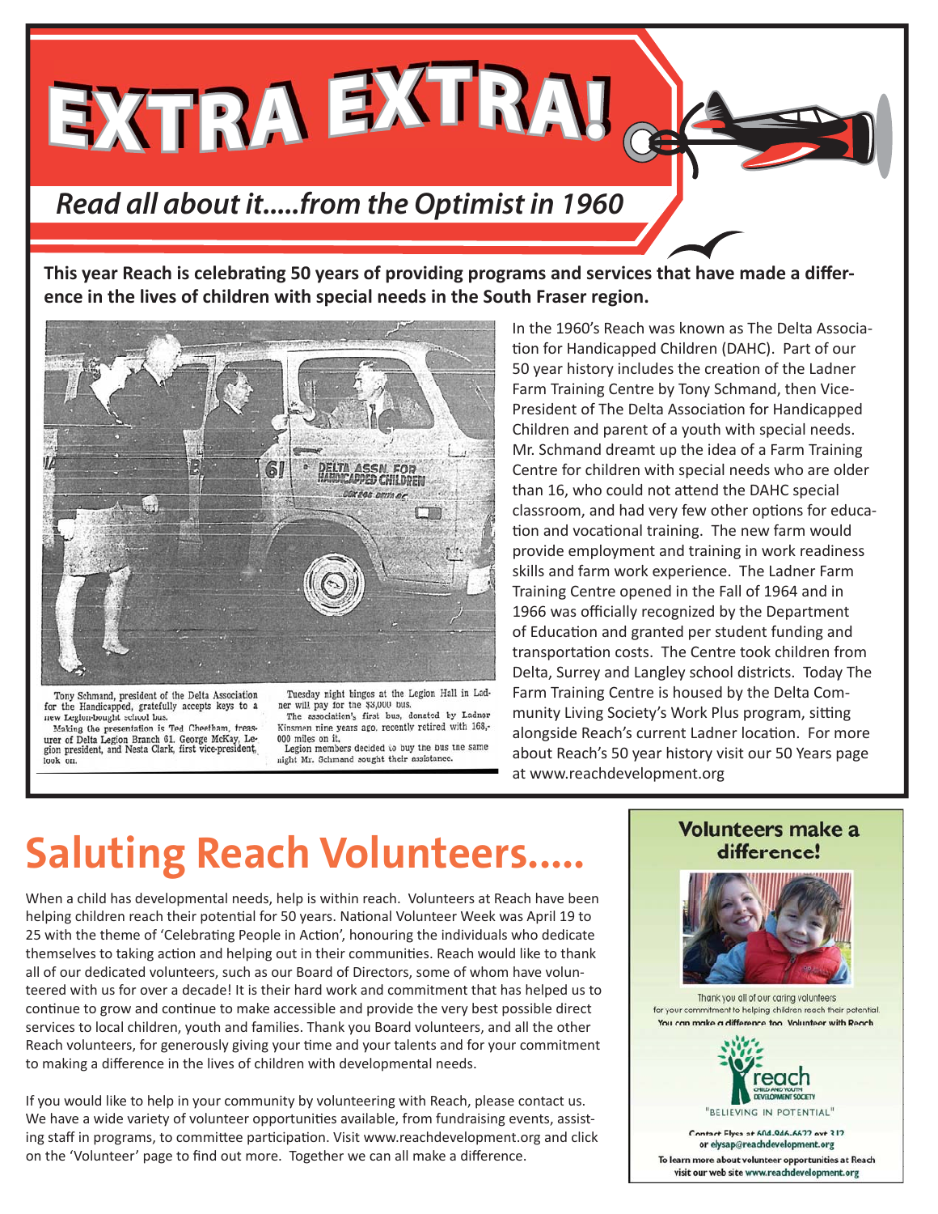# EXTRA EXTRA!

## *Read all about it.....from the Optimist in 1960*

**This year Reach is celebrating 50 years of providing programs and services that have made a difference in the lives of children with special needs in the South Fraser region.**

Tony Schmand, president of the Delta Association for the Handicapped, gratefully accepts keys to a new Legion-bought school bus.

Making the presentation is Ted Cheetham, treasurer of Delta Legion Branch 61. George McKay, Legion president, and Nesta Clark, first vice-president, look on.

Tuesday night bingos at the Legion Hall in Ladner will pay for the $3,000 bus.

The association's first bus, donated by Ladner Kinsmen nine years ago, recently retired with 168,000 miles on it.

Legion members decided to buy the bus the same night Mr. Schmand sought their assistance.

In the 1960's Reach was known as The Delta Association for Handicapped Children (DAHC). Part of our 50 year history includes the creation of the Ladner Farm Training Centre by Tony Schmand, then Vice-President of The Delta Association for Handicapped Children and parent of a youth with special needs. Mr. Schmand dreamt up the idea of a Farm Training Centre for children with special needs who are older than 16, who could not attend the DAHC special classroom, and had very few other options for education and vocational training. The new farm would provide employment and training in work readiness skills and farm work experience. The Ladner Farm Training Centre opened in the Fall of 1964 and in 1966 was officially recognized by the Department of Education and granted per student funding and transportation costs. The Centre took children from Delta, Surrey and Langley school districts. Today The Farm Training Centre is housed by the Delta Community Living Society's Work Plus program, sitting alongside Reach's current Ladner location. For more about Reach's 50 year history visit our 50 Years page at www.reachdevelopment.org

# Saluting Reach Volunteers.....

When a child has developmental needs, help is within reach. Volunteers at Reach have been helping children reach their potential for 50 years. National Volunteer Week was April 19 to 25 with the theme of 'Celebrating People in Action', honouring the individuals who dedicate themselves to taking action and helping out in their communities. Reach would like to thank all of our dedicated volunteers, such as our Board of Directors, some of whom have volunteered with us for over a decade! It is their hard work and commitment that has helped us to continue to grow and continue to make accessible and provide the very best possible direct services to local children, youth and families. Thank you Board volunteers, and all the other Reach volunteers, for generously giving your time and your talents and for your commitment to making a difference in the lives of children with developmental needs.

If you would like to help in your community by volunteering with Reach, please contact us. We have a wide variety of volunteer opportunities available, from fundraising events, assisting staff in programs, to committee participation. Visit www.reachdevelopment.org and click on the 'Volunteer' page to find out more. Together we can all make a difference.

**Volunteers make a difference!**

Thank you all of our caring volunteers for your commitment to helping children reach their potential. You can make a difference too. Volunteer with Reach

reach CHILD AND YOUTH DEVELOPMENT SOCIETY

"BELIEVING IN POTENTIAL"

Contact Elysa at 604-946-6622 ext 312 or elysap@reachdevelopment.org

To learn more about volunteer opportunities at Reach visit our web site www.reachdevelopment.org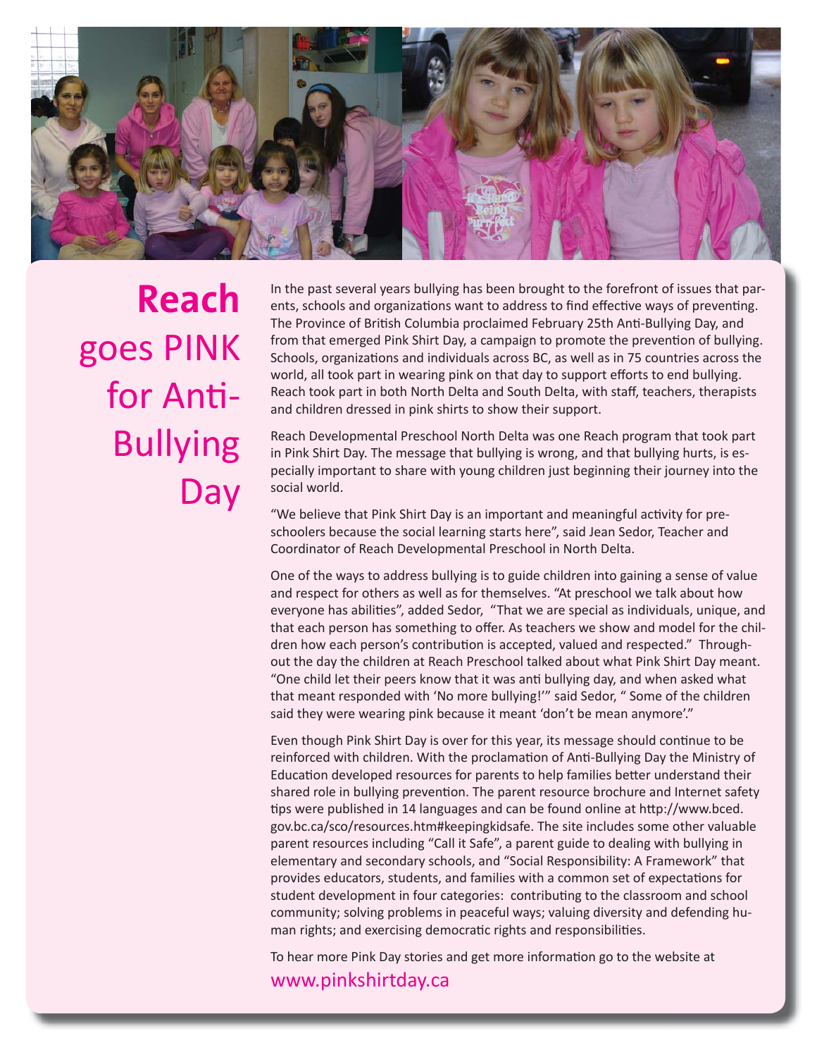# Reach goes PINK for Anti-Bullying Day

In the past several years bullying has been brought to the forefront of issues that parents, schools and organizations want to address to find effective ways of preventing. The Province of British Columbia proclaimed February 25th Anti-Bullying Day, and from that emerged Pink Shirt Day, a campaign to promote the prevention of bullying. Schools, organizations and individuals across BC, as well as in 75 countries across the world, all took part in wearing pink on that day to support efforts to end bullying. Reach took part in both North Delta and South Delta, with staff, teachers, therapists and children dressed in pink shirts to show their support.

Reach Developmental Preschool North Delta was one Reach program that took part in Pink Shirt Day. The message that bullying is wrong, and that bullying hurts, is especially important to share with young children just beginning their journey into the social world.

"We believe that Pink Shirt Day is an important and meaningful activity for preschoolers because the social learning starts here", said Jean Sedor, Teacher and Coordinator of Reach Developmental Preschool in North Delta.

One of the ways to address bullying is to guide children into gaining a sense of value and respect for others as well as for themselves. "At preschool we talk about how everyone has abilities", added Sedor, "That we are special as individuals, unique, and that each person has something to offer. As teachers we show and model for the children how each person's contribution is accepted, valued and respected." Throughout the day the children at Reach Preschool talked about what Pink Shirt Day meant. "One child let their peers know that it was anti bullying day, and when asked what that meant responded with 'No more bullying!'" said Sedor, " Some of the children said they were wearing pink because it meant 'don't be mean anymore'."

Even though Pink Shirt Day is over for this year, its message should continue to be reinforced with children. With the proclamation of Anti-Bullying Day the Ministry of Education developed resources for parents to help families better understand their shared role in bullying prevention. The parent resource brochure and Internet safety tips were published in 14 languages and can be found online at http://www.bced.gov.bc.ca/sco/resources.htm#keepingkidsafe. The site includes some other valuable parent resources including "Call it Safe", a parent guide to dealing with bullying in elementary and secondary schools, and "Social Responsibility: A Framework" that provides educators, students, and families with a common set of expectations for student development in four categories: contributing to the classroom and school community; solving problems in peaceful ways; valuing diversity and defending human rights; and exercising democratic rights and responsibilities.

To hear more Pink Day stories and get more information go to the website at www.pinkshirtday.ca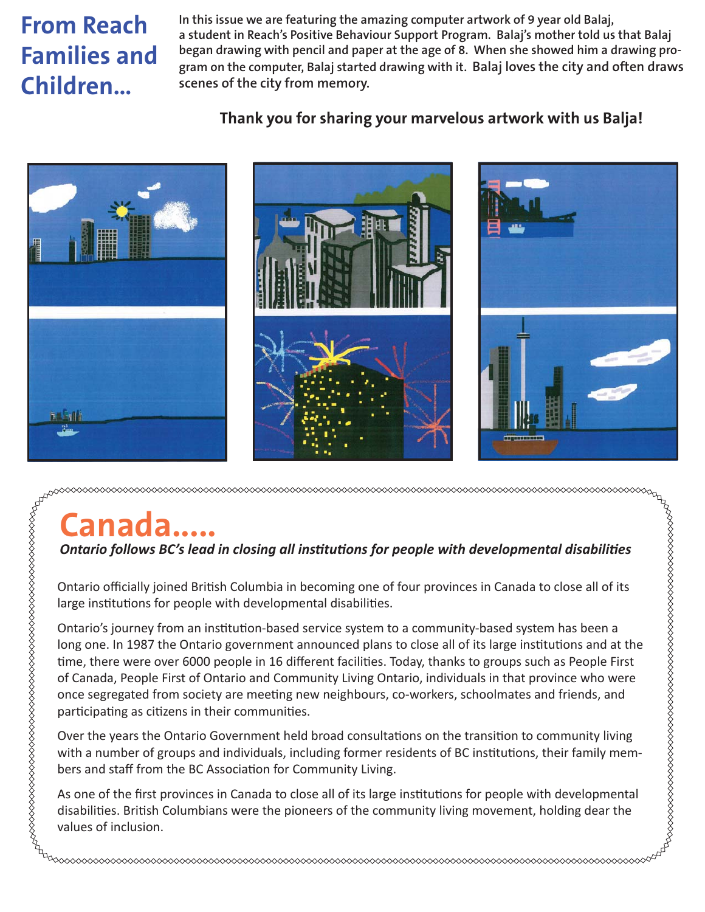# From Reach Families and Children...

In this issue we are featuring the amazing computer artwork of 9 year old Balaj, a student in Reach's Positive Behaviour Support Program. Balaj's mother told us that Balaj began drawing with pencil and paper at the age of 8. When she showed him a drawing program on the computer, Balaj started drawing with it. Balaj loves the city and often draws scenes of the city from memory.

**Thank you for sharing your marvelous artwork with us Balja!**

# Canada.....

***Ontario follows BC's lead in closing all institutions for people with developmental disabilities***

Ontario officially joined British Columbia in becoming one of four provinces in Canada to close all of its large institutions for people with developmental disabilities.

Ontario's journey from an institution-based service system to a community-based system has been a long one. In 1987 the Ontario government announced plans to close all of its large institutions and at the time, there were over 6000 people in 16 different facilities. Today, thanks to groups such as People First of Canada, People First of Ontario and Community Living Ontario, individuals in that province who were once segregated from society are meeting new neighbours, co-workers, schoolmates and friends, and participating as citizens in their communities.

Over the years the Ontario Government held broad consultations on the transition to community living with a number of groups and individuals, including former residents of BC institutions, their family members and staff from the BC Association for Community Living.

As one of the first provinces in Canada to close all of its large institutions for people with developmental disabilities. British Columbians were the pioneers of the community living movement, holding dear the values of inclusion.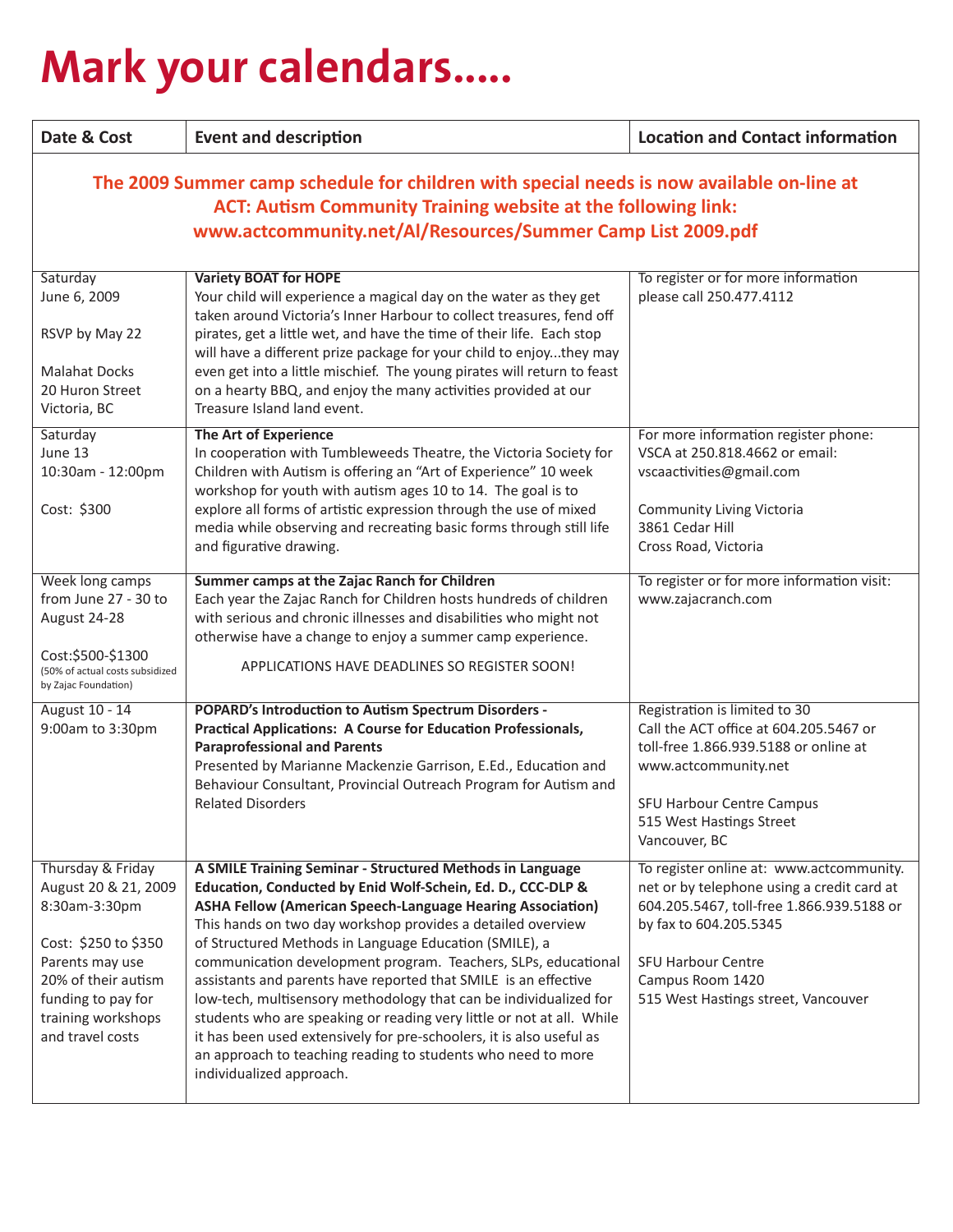# Mark your calendars.....

| Date & Cost | Event and description | Location and Contact information |
|---|---|---|
| **The 2009 Summer camp schedule for children with special needs is now available on-line at ACT: Autism Community Training website at the following link: www.actcommunity.net/Al/Resources/Summer Camp List 2009.pdf** | | |
| Saturday June 6, 2009<br><br>RSVP by May 22<br><br>Malahat Docks 20 Huron Street Victoria, BC | **Variety BOAT for HOPE**<br>Your child will experience a magical day on the water as they get taken around Victoria's Inner Harbour to collect treasures, fend off pirates, get a little wet, and have the time of their life. Each stop will have a different prize package for your child to enjoy...they may even get into a little mischief. The young pirates will return to feast on a hearty BBQ, and enjoy the many activities provided at our Treasure Island land event. | To register or for more information please call 250.477.4112 |
| Saturday June 13 10:30am - 12:00pm<br><br>Cost: $300 | **The Art of Experience**<br>In cooperation with Tumbleweeds Theatre, the Victoria Society for Children with Autism is offering an "Art of Experience" 10 week workshop for youth with autism ages 10 to 14. The goal is to explore all forms of artistic expression through the use of mixed media while observing and recreating basic forms through still life and figurative drawing. | For more information register phone: VSCA at 250.818.4662 or email: vscaactivities@gmail.com<br><br>Community Living Victoria 3861 Cedar Hill Cross Road, Victoria |
| Week long camps from June 27 - 30 to August 24-28<br><br>Cost:$500-$1300<br>(50% of actual costs subsidized by Zajac Foundation) | **Summer camps at the Zajac Ranch for Children**<br>Each year the Zajac Ranch for Children hosts hundreds of children with serious and chronic illnesses and disabilities who might not otherwise have a change to enjoy a summer camp experience.<br><br>APPLICATIONS HAVE DEADLINES SO REGISTER SOON! | To register or for more information visit: www.zajacranch.com |
| August 10 - 14 9:00am to 3:30pm | **POPARD's Introduction to Autism Spectrum Disorders - Practical Applications: A Course for Education Professionals, Paraprofessional and Parents**<br>Presented by Marianne Mackenzie Garrison, E.Ed., Education and Behaviour Consultant, Provincial Outreach Program for Autism and Related Disorders | Registration is limited to 30<br>Call the ACT office at 604.205.5467 or toll-free 1.866.939.5188 or online at www.actcommunity.net<br><br>SFU Harbour Centre Campus 515 West Hastings Street Vancouver, BC |
| Thursday & Friday August 20 & 21, 2009 8:30am-3:30pm<br><br>Cost: $250 to $350 Parents may use 20% of their autism funding to pay for training workshops and travel costs | **A SMILE Training Seminar - Structured Methods in Language Education, Conducted by Enid Wolf-Schein, Ed. D., CCC-DLP & ASHA Fellow (American Speech-Language Hearing Association)**<br>This hands on two day workshop provides a detailed overview of Structured Methods in Language Education (SMILE), a communication development program. Teachers, SLPs, educational assistants and parents have reported that SMILE is an effective low-tech, multisensory methodology that can be individualized for students who are speaking or reading very little or not at all. While it has been used extensively for pre-schoolers, it is also useful as an approach to teaching reading to students who need to more individualized approach. | To register online at: www.actcommunity.net or by telephone using a credit card at 604.205.5467, toll-free 1.866.939.5188 or by fax to 604.205.5345<br><br>SFU Harbour Centre Campus Room 1420 515 West Hastings street, Vancouver |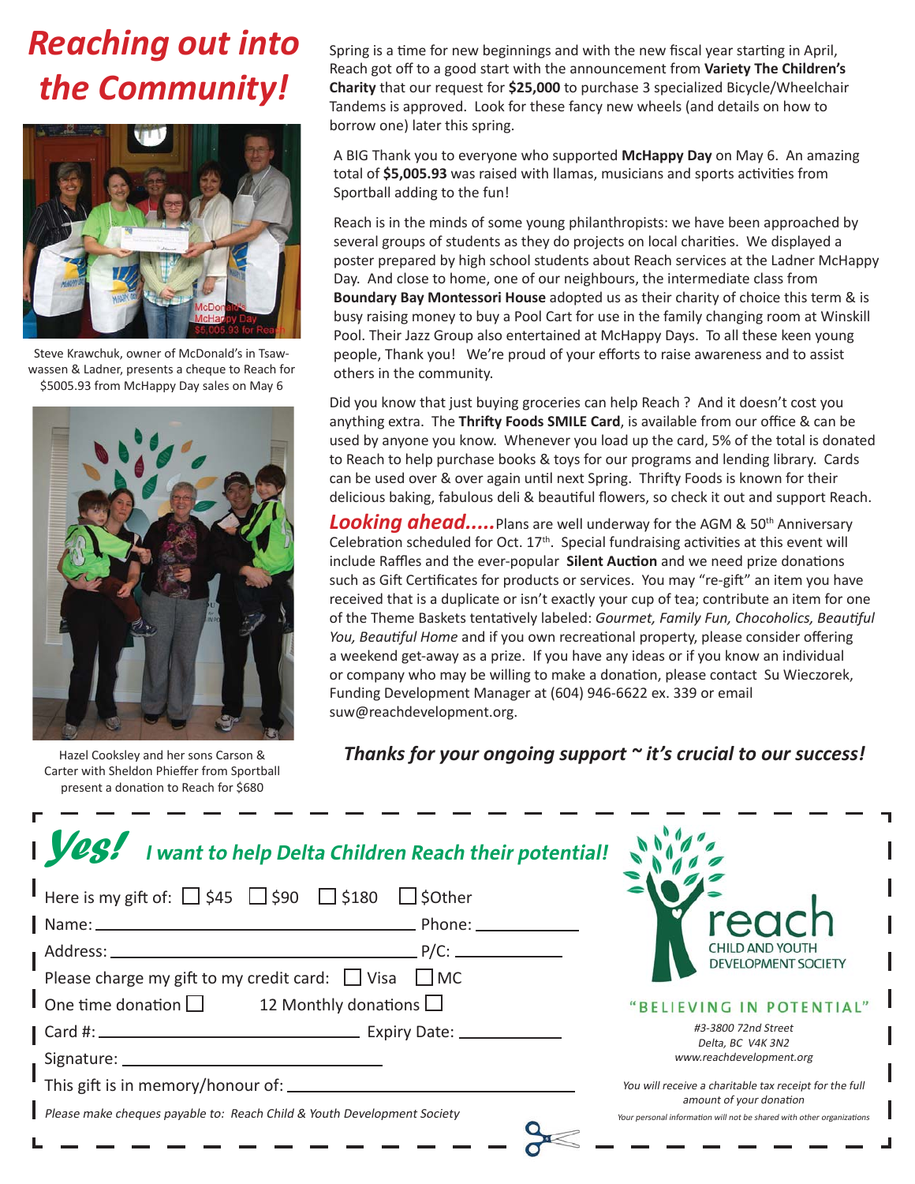# Reaching out into the Community!

Steve Krawchuk, owner of McDonald's in Tsawwassen & Ladner, presents a cheque to Reach for $5005.93 from McHappy Day sales on May 6

Hazel Cooksley and her sons Carson & Carter with Sheldon Phieffer from Sportball present a donation to Reach for $680

Spring is a time for new beginnings and with the new fiscal year starting in April, Reach got off to a good start with the announcement from **Variety The Children's Charity** that our request for **$25,000** to purchase 3 specialized Bicycle/Wheelchair Tandems is approved. Look for these fancy new wheels (and details on how to borrow one) later this spring.

A BIG Thank you to everyone who supported **McHappy Day** on May 6. An amazing total of **$5,005.93** was raised with llamas, musicians and sports activities from Sportball adding to the fun!

Reach is in the minds of some young philanthropists: we have been approached by several groups of students as they do projects on local charities. We displayed a poster prepared by high school students about Reach services at the Ladner McHappy Day. And close to home, one of our neighbours, the intermediate class from **Boundary Bay Montessori House** adopted us as their charity of choice this term & is busy raising money to buy a Pool Cart for use in the family changing room at Winskill Pool. Their Jazz Group also entertained at McHappy Days. To all these keen young people, Thank you! We're proud of your efforts to raise awareness and to assist others in the community.

Did you know that just buying groceries can help Reach ? And it doesn't cost you anything extra. The **Thrifty Foods SMILE Card**, is available from our office & can be used by anyone you know. Whenever you load up the card, 5% of the total is donated to Reach to help purchase books & toys for our programs and lending library. Cards can be used over & over again until next Spring. Thrifty Foods is known for their delicious baking, fabulous deli & beautiful flowers, so check it out and support Reach.

***Looking ahead.....*** Plans are well underway for the AGM & 50th Anniversary Celebration scheduled for Oct. 17th. Special fundraising activities at this event will include Raffles and the ever-popular **Silent Auction** and we need prize donations such as Gift Certificates for products or services. You may "re-gift" an item you have received that is a duplicate or isn't exactly your cup of tea; contribute an item for one of the Theme Baskets tentatively labeled: *Gourmet, Family Fun, Chocoholics, Beautiful You, Beautiful Home* and if you own recreational property, please consider offering a weekend get-away as a prize. If you have any ideas or if you know an individual or company who may be willing to make a donation, please contact Su Wieczorek, Funding Development Manager at (604) 946-6622 ex. 339 or email suw@reachdevelopment.org.

***Thanks for your ongoing support ~ it's crucial to our success!***

---

***Yes!*** ***I want to help Delta Children Reach their potential!***

Here is my gift of: ☐ $45 ☐ $90 ☐ $180 ☐ $Other

Name: ____________________ Phone: ____________

Address: ____________________ P/C: ____________

Please charge my gift to my credit card: ☐ Visa ☐ MC

One time donation ☐ 12 Monthly donations ☐

Card #: ____________________ Expiry Date: ____________

Signature: ____________________

This gift is in memory/honour of: ____________________

*Please make cheques payable to: Reach Child & Youth Development Society*

reach
CHILD AND YOUTH DEVELOPMENT SOCIETY

"BELIEVING IN POTENTIAL"

*#3-3800 72nd Street*
*Delta, BC V4K 3N2*
*www.reachdevelopment.org*

*You will receive a charitable tax receipt for the full amount of your donation*

*Your personal information will not be shared with other organizations*